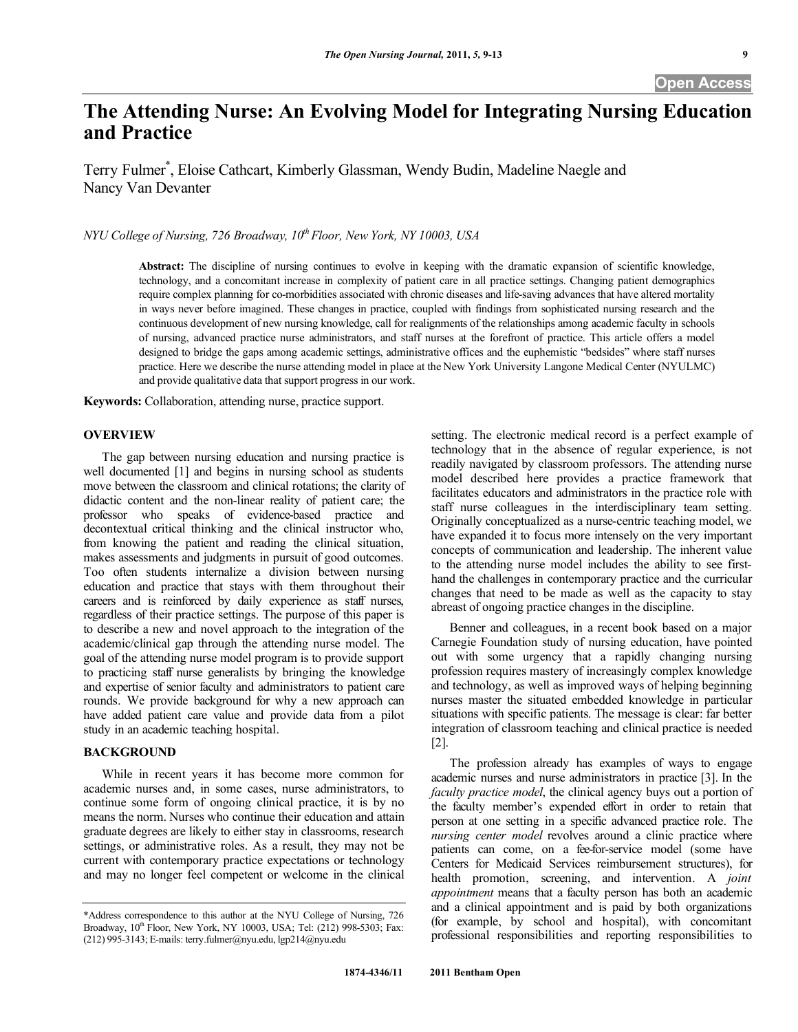# The Attending Nurse: An Evolving Model for Integrating Nursing Education and Practice

Terry Fulmer*, Eloise Cathcart, Kimberly Glassman, Wendy Budin, Madeline Naegle and Nancy Van Devanter

*NYU College of Nursing, 726 Broadway, 10th Floor, New York, NY 10003, USA*

**Abstract:** The discipline of nursing continues to evolve in keeping with the dramatic expansion of scientific knowledge, technology, and a concomitant increase in complexity of patient care in all practice settings. Changing patient demographics require complex planning for co-morbidities associated with chronic diseases and life-saving advances that have altered mortality in ways never before imagined. These changes in practice, coupled with findings from sophisticated nursing research and the continuous development of new nursing knowledge, call for realignments of the relationships among academic faculty in schools of nursing, advanced practice nurse administrators, and staff nurses at the forefront of practice. This article offers a model designed to bridge the gaps among academic settings, administrative offices and the euphemistic "bedsides" where staff nurses practice. Here we describe the nurse attending model in place at the New York University Langone Medical Center (NYULMC) and provide qualitative data that support progress in our work.

**Keywords:** Collaboration, attending nurse, practice support.

## OVERVIEW

The gap between nursing education and nursing practice is well documented [1] and begins in nursing school as students move between the classroom and clinical rotations; the clarity of didactic content and the non-linear reality of patient care; the professor who speaks of evidence-based practice and decontextual critical thinking and the clinical instructor who, from knowing the patient and reading the clinical situation, makes assessments and judgments in pursuit of good outcomes. Too often students internalize a division between nursing education and practice that stays with them throughout their careers and is reinforced by daily experience as staff nurses, regardless of their practice settings. The purpose of this paper is to describe a new and novel approach to the integration of the academic/clinical gap through the attending nurse model. The goal of the attending nurse model program is to provide support to practicing staff nurse generalists by bringing the knowledge and expertise of senior faculty and administrators to patient care rounds. We provide background for why a new approach can have added patient care value and provide data from a pilot study in an academic teaching hospital.

## BACKGROUND

While in recent years it has become more common for academic nurses and, in some cases, nurse administrators, to continue some form of ongoing clinical practice, it is by no means the norm. Nurses who continue their education and attain graduate degrees are likely to either stay in classrooms, research settings, or administrative roles. As a result, they may not be current with contemporary practice expectations or technology and may no longer feel competent or welcome in the clinical setting. The electronic medical record is a perfect example of technology that in the absence of regular experience, is not readily navigated by classroom professors. The attending nurse model described here provides a practice framework that facilitates educators and administrators in the practice role with staff nurse colleagues in the interdisciplinary team setting. Originally conceptualized as a nurse-centric teaching model, we have expanded it to focus more intensely on the very important concepts of communication and leadership. The inherent value to the attending nurse model includes the ability to see first-hand the challenges in contemporary practice and the curricular changes that need to be made as well as the capacity to stay abreast of ongoing practice changes in the discipline.

Benner and colleagues, in a recent book based on a major Carnegie Foundation study of nursing education, have pointed out with some urgency that a rapidly changing nursing profession requires mastery of increasingly complex knowledge and technology, as well as improved ways of helping beginning nurses master the situated embedded knowledge in particular situations with specific patients. The message is clear: far better integration of classroom teaching and clinical practice is needed [2].

The profession already has examples of ways to engage academic nurses and nurse administrators in practice [3]. In the *faculty practice model*, the clinical agency buys out a portion of the faculty member's expended effort in order to retain that person at one setting in a specific advanced practice role. The *nursing center model* revolves around a clinic practice where patients can come, on a fee-for-service model (some have Centers for Medicaid Services reimbursement structures), for health promotion, screening, and intervention. A *joint appointment* means that a faculty person has both an academic and a clinical appointment and is paid by both organizations (for example, by school and hospital), with concomitant professional responsibilities and reporting responsibilities to

*Address correspondence to this author at the NYU College of Nursing, 726 Broadway, 10th Floor, New York, NY 10003, USA; Tel: (212) 998-5303; Fax: (212) 995-3143; E-mails: terry.fulmer@nyu.edu, lgp214@nyu.edu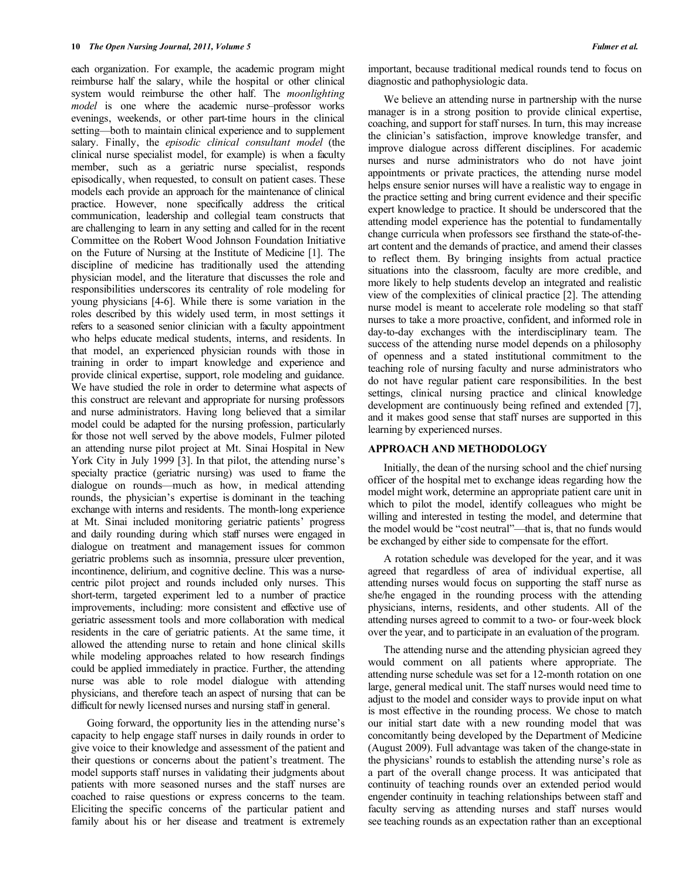each organization. For example, the academic program might reimburse half the salary, while the hospital or other clinical system would reimburse the other half. The *moonlighting model* is one where the academic nurse–professor works evenings, weekends, or other part-time hours in the clinical setting—both to maintain clinical experience and to supplement salary. Finally, the *episodic clinical consultant model* (the clinical nurse specialist model, for example) is when a faculty member, such as a geriatric nurse specialist, responds episodically, when requested, to consult on patient cases. These models each provide an approach for the maintenance of clinical practice. However, none specifically address the critical communication, leadership and collegial team constructs that are challenging to learn in any setting and called for in the recent Committee on the Robert Wood Johnson Foundation Initiative on the Future of Nursing at the Institute of Medicine [1]. The discipline of medicine has traditionally used the attending physician model, and the literature that discusses the role and responsibilities underscores its centrality of role modeling for young physicians [4-6]. While there is some variation in the roles described by this widely used term, in most settings it refers to a seasoned senior clinician with a faculty appointment who helps educate medical students, interns, and residents. In that model, an experienced physician rounds with those in training in order to impart knowledge and experience and provide clinical expertise, support, role modeling and guidance. We have studied the role in order to determine what aspects of this construct are relevant and appropriate for nursing professors and nurse administrators. Having long believed that a similar model could be adapted for the nursing profession, particularly for those not well served by the above models, Fulmer piloted an attending nurse pilot project at Mt. Sinai Hospital in New York City in July 1999 [3]. In that pilot, the attending nurse's specialty practice (geriatric nursing) was used to frame the dialogue on rounds—much as how, in medical attending rounds, the physician's expertise is dominant in the teaching exchange with interns and residents. The month-long experience at Mt. Sinai included monitoring geriatric patients' progress and daily rounding during which staff nurses were engaged in dialogue on treatment and management issues for common geriatric problems such as insomnia, pressure ulcer prevention, incontinence, delirium, and cognitive decline. This was a nurse-centric pilot project and rounds included only nurses. This short-term, targeted experiment led to a number of practice improvements, including: more consistent and effective use of geriatric assessment tools and more collaboration with medical residents in the care of geriatric patients. At the same time, it allowed the attending nurse to retain and hone clinical skills while modeling approaches related to how research findings could be applied immediately in practice. Further, the attending nurse was able to role model dialogue with attending physicians, and therefore teach an aspect of nursing that can be difficult for newly licensed nurses and nursing staff in general.

Going forward, the opportunity lies in the attending nurse's capacity to help engage staff nurses in daily rounds in order to give voice to their knowledge and assessment of the patient and their questions or concerns about the patient's treatment. The model supports staff nurses in validating their judgments about patients with more seasoned nurses and the staff nurses are coached to raise questions or express concerns to the team. Eliciting the specific concerns of the particular patient and family about his or her disease and treatment is extremely important, because traditional medical rounds tend to focus on diagnostic and pathophysiologic data.

We believe an attending nurse in partnership with the nurse manager is in a strong position to provide clinical expertise, coaching, and support for staff nurses. In turn, this may increase the clinician's satisfaction, improve knowledge transfer, and improve dialogue across different disciplines. For academic nurses and nurse administrators who do not have joint appointments or private practices, the attending nurse model helps ensure senior nurses will have a realistic way to engage in the practice setting and bring current evidence and their specific expert knowledge to practice. It should be underscored that the attending model experience has the potential to fundamentally change curricula when professors see firsthand the state-of-the-art content and the demands of practice, and amend their classes to reflect them. By bringing insights from actual practice situations into the classroom, faculty are more credible, and more likely to help students develop an integrated and realistic view of the complexities of clinical practice [2]. The attending nurse model is meant to accelerate role modeling so that staff nurses to take a more proactive, confident, and informed role in day-to-day exchanges with the interdisciplinary team. The success of the attending nurse model depends on a philosophy of openness and a stated institutional commitment to the teaching role of nursing faculty and nurse administrators who do not have regular patient care responsibilities. In the best settings, clinical nursing practice and clinical knowledge development are continuously being refined and extended [7], and it makes good sense that staff nurses are supported in this learning by experienced nurses.

## APPROACH AND METHODOLOGY

Initially, the dean of the nursing school and the chief nursing officer of the hospital met to exchange ideas regarding how the model might work, determine an appropriate patient care unit in which to pilot the model, identify colleagues who might be willing and interested in testing the model, and determine that the model would be "cost neutral"—that is, that no funds would be exchanged by either side to compensate for the effort.

A rotation schedule was developed for the year, and it was agreed that regardless of area of individual expertise, all attending nurses would focus on supporting the staff nurse as she/he engaged in the rounding process with the attending physicians, interns, residents, and other students. All of the attending nurses agreed to commit to a two- or four-week block over the year, and to participate in an evaluation of the program.

The attending nurse and the attending physician agreed they would comment on all patients where appropriate. The attending nurse schedule was set for a 12-month rotation on one large, general medical unit. The staff nurses would need time to adjust to the model and consider ways to provide input on what is most effective in the rounding process. We chose to match our initial start date with a new rounding model that was concomitantly being developed by the Department of Medicine (August 2009). Full advantage was taken of the change-state in the physicians' rounds to establish the attending nurse's role as a part of the overall change process. It was anticipated that continuity of teaching rounds over an extended period would engender continuity in teaching relationships between staff and faculty serving as attending nurses and staff nurses would see teaching rounds as an expectation rather than an exceptional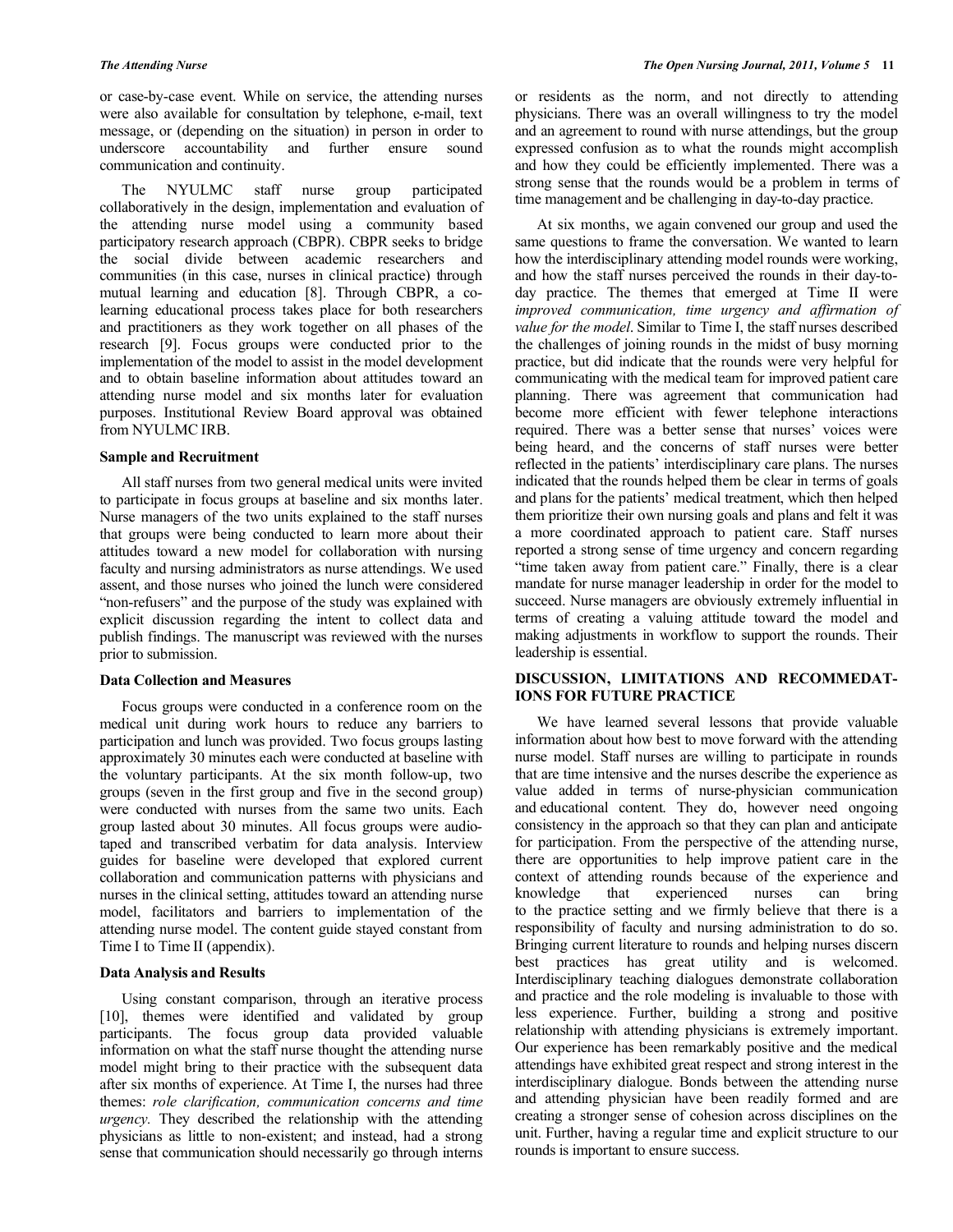or case-by-case event. While on service, the attending nurses were also available for consultation by telephone, e-mail, text message, or (depending on the situation) in person in order to underscore accountability and further ensure sound communication and continuity.

The NYULMC staff nurse group participated collaboratively in the design, implementation and evaluation of the attending nurse model using a community based participatory research approach (CBPR). CBPR seeks to bridge the social divide between academic researchers and communities (in this case, nurses in clinical practice) through mutual learning and education [8]. Through CBPR, a co-learning educational process takes place for both researchers and practitioners as they work together on all phases of the research [9]. Focus groups were conducted prior to the implementation of the model to assist in the model development and to obtain baseline information about attitudes toward an attending nurse model and six months later for evaluation purposes. Institutional Review Board approval was obtained from NYULMC IRB.

### Sample and Recruitment

All staff nurses from two general medical units were invited to participate in focus groups at baseline and six months later. Nurse managers of the two units explained to the staff nurses that groups were being conducted to learn more about their attitudes toward a new model for collaboration with nursing faculty and nursing administrators as nurse attendings. We used assent, and those nurses who joined the lunch were considered "non-refusers" and the purpose of the study was explained with explicit discussion regarding the intent to collect data and publish findings. The manuscript was reviewed with the nurses prior to submission.

### Data Collection and Measures

Focus groups were conducted in a conference room on the medical unit during work hours to reduce any barriers to participation and lunch was provided. Two focus groups lasting approximately 30 minutes each were conducted at baseline with the voluntary participants. At the six month follow-up, two groups (seven in the first group and five in the second group) were conducted with nurses from the same two units. Each group lasted about 30 minutes. All focus groups were audio-taped and transcribed verbatim for data analysis. Interview guides for baseline were developed that explored current collaboration and communication patterns with physicians and nurses in the clinical setting, attitudes toward an attending nurse model, facilitators and barriers to implementation of the attending nurse model. The content guide stayed constant from Time I to Time II (appendix).

### Data Analysis and Results

Using constant comparison, through an iterative process [10], themes were identified and validated by group participants. The focus group data provided valuable information on what the staff nurse thought the attending nurse model might bring to their practice with the subsequent data after six months of experience. At Time I, the nurses had three themes: *role clarification, communication concerns and time urgency.* They described the relationship with the attending physicians as little to non-existent; and instead, had a strong sense that communication should necessarily go through interns or residents as the norm, and not directly to attending physicians. There was an overall willingness to try the model and an agreement to round with nurse attendings, but the group expressed confusion as to what the rounds might accomplish and how they could be efficiently implemented. There was a strong sense that the rounds would be a problem in terms of time management and be challenging in day-to-day practice.

At six months, we again convened our group and used the same questions to frame the conversation. We wanted to learn how the interdisciplinary attending model rounds were working, and how the staff nurses perceived the rounds in their day-to-day practice. The themes that emerged at Time II were *improved communication, time urgency and affirmation of value for the model*. Similar to Time I, the staff nurses described the challenges of joining rounds in the midst of busy morning practice, but did indicate that the rounds were very helpful for communicating with the medical team for improved patient care planning. There was agreement that communication had become more efficient with fewer telephone interactions required. There was a better sense that nurses' voices were being heard, and the concerns of staff nurses were better reflected in the patients' interdisciplinary care plans. The nurses indicated that the rounds helped them be clear in terms of goals and plans for the patients' medical treatment, which then helped them prioritize their own nursing goals and plans and felt it was a more coordinated approach to patient care. Staff nurses reported a strong sense of time urgency and concern regarding "time taken away from patient care." Finally, there is a clear mandate for nurse manager leadership in order for the model to succeed. Nurse managers are obviously extremely influential in terms of creating a valuing attitude toward the model and making adjustments in workflow to support the rounds. Their leadership is essential.

## DISCUSSION, LIMITATIONS AND RECOMMEDATIONS FOR FUTURE PRACTICE

We have learned several lessons that provide valuable information about how best to move forward with the attending nurse model. Staff nurses are willing to participate in rounds that are time intensive and the nurses describe the experience as value added in terms of nurse-physician communication and educational content. They do, however need ongoing consistency in the approach so that they can plan and anticipate for participation. From the perspective of the attending nurse, there are opportunities to help improve patient care in the context of attending rounds because of the experience and knowledge that experienced nurses can bring to the practice setting and we firmly believe that there is a responsibility of faculty and nursing administration to do so. Bringing current literature to rounds and helping nurses discern best practices has great utility and is welcomed. Interdisciplinary teaching dialogues demonstrate collaboration and practice and the role modeling is invaluable to those with less experience. Further, building a strong and positive relationship with attending physicians is extremely important. Our experience has been remarkably positive and the medical attendings have exhibited great respect and strong interest in the interdisciplinary dialogue. Bonds between the attending nurse and attending physician have been readily formed and are creating a stronger sense of cohesion across disciplines on the unit. Further, having a regular time and explicit structure to our rounds is important to ensure success.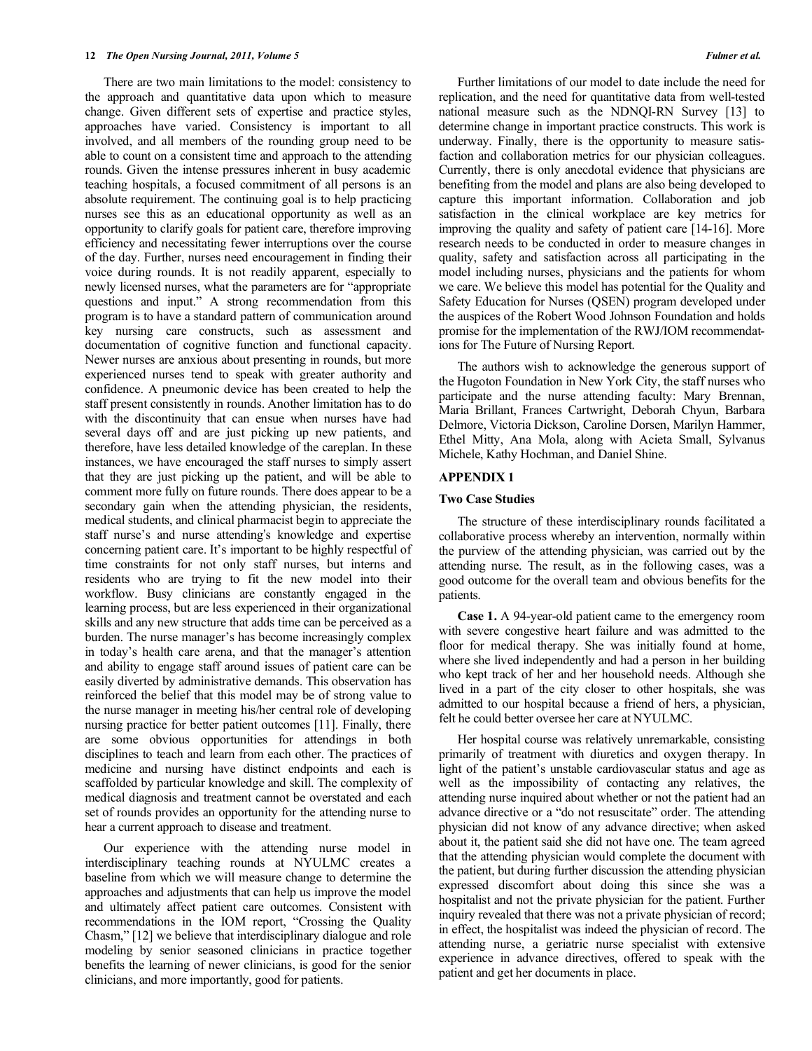There are two main limitations to the model: consistency to the approach and quantitative data upon which to measure change. Given different sets of expertise and practice styles, approaches have varied. Consistency is important to all involved, and all members of the rounding group need to be able to count on a consistent time and approach to the attending rounds. Given the intense pressures inherent in busy academic teaching hospitals, a focused commitment of all persons is an absolute requirement. The continuing goal is to help practicing nurses see this as an educational opportunity as well as an opportunity to clarify goals for patient care, therefore improving efficiency and necessitating fewer interruptions over the course of the day. Further, nurses need encouragement in finding their voice during rounds. It is not readily apparent, especially to newly licensed nurses, what the parameters are for "appropriate questions and input." A strong recommendation from this program is to have a standard pattern of communication around key nursing care constructs, such as assessment and documentation of cognitive function and functional capacity. Newer nurses are anxious about presenting in rounds, but more experienced nurses tend to speak with greater authority and confidence. A pneumonic device has been created to help the staff present consistently in rounds. Another limitation has to do with the discontinuity that can ensue when nurses have had several days off and are just picking up new patients, and therefore, have less detailed knowledge of the careplan. In these instances, we have encouraged the staff nurses to simply assert that they are just picking up the patient, and will be able to comment more fully on future rounds. There does appear to be a secondary gain when the attending physician, the residents, medical students, and clinical pharmacist begin to appreciate the staff nurse's and nurse attending's knowledge and expertise concerning patient care. It's important to be highly respectful of time constraints for not only staff nurses, but interns and residents who are trying to fit the new model into their workflow. Busy clinicians are constantly engaged in the learning process, but are less experienced in their organizational skills and any new structure that adds time can be perceived as a burden. The nurse manager's has become increasingly complex in today's health care arena, and that the manager's attention and ability to engage staff around issues of patient care can be easily diverted by administrative demands. This observation has reinforced the belief that this model may be of strong value to the nurse manager in meeting his/her central role of developing nursing practice for better patient outcomes [11]. Finally, there are some obvious opportunities for attendings in both disciplines to teach and learn from each other. The practices of medicine and nursing have distinct endpoints and each is scaffolded by particular knowledge and skill. The complexity of medical diagnosis and treatment cannot be overstated and each set of rounds provides an opportunity for the attending nurse to hear a current approach to disease and treatment.

Our experience with the attending nurse model in interdisciplinary teaching rounds at NYULMC creates a baseline from which we will measure change to determine the approaches and adjustments that can help us improve the model and ultimately affect patient care outcomes. Consistent with recommendations in the IOM report, "Crossing the Quality Chasm," [12] we believe that interdisciplinary dialogue and role modeling by senior seasoned clinicians in practice together benefits the learning of newer clinicians, is good for the senior clinicians, and more importantly, good for patients.

Further limitations of our model to date include the need for replication, and the need for quantitative data from well-tested national measure such as the NDNQI-RN Survey [13] to determine change in important practice constructs. This work is underway. Finally, there is the opportunity to measure satisfaction and collaboration metrics for our physician colleagues. Currently, there is only anecdotal evidence that physicians are benefiting from the model and plans are also being developed to capture this important information. Collaboration and job satisfaction in the clinical workplace are key metrics for improving the quality and safety of patient care [14-16]. More research needs to be conducted in order to measure changes in quality, safety and satisfaction across all participating in the model including nurses, physicians and the patients for whom we care. We believe this model has potential for the Quality and Safety Education for Nurses (QSEN) program developed under the auspices of the Robert Wood Johnson Foundation and holds promise for the implementation of the RWJ/IOM recommendations for The Future of Nursing Report.

The authors wish to acknowledge the generous support of the Hugoton Foundation in New York City, the staff nurses who participate and the nurse attending faculty: Mary Brennan, Maria Brillant, Frances Cartwright, Deborah Chyun, Barbara Delmore, Victoria Dickson, Caroline Dorsen, Marilyn Hammer, Ethel Mitty, Ana Mola, along with Acieta Small, Sylvanus Michele, Kathy Hochman, and Daniel Shine.

## APPENDIX 1

### Two Case Studies

The structure of these interdisciplinary rounds facilitated a collaborative process whereby an intervention, normally within the purview of the attending physician, was carried out by the attending nurse. The result, as in the following cases, was a good outcome for the overall team and obvious benefits for the patients.

**Case 1.** A 94-year-old patient came to the emergency room with severe congestive heart failure and was admitted to the floor for medical therapy. She was initially found at home, where she lived independently and had a person in her building who kept track of her and her household needs. Although she lived in a part of the city closer to other hospitals, she was admitted to our hospital because a friend of hers, a physician, felt he could better oversee her care at NYULMC.

Her hospital course was relatively unremarkable, consisting primarily of treatment with diuretics and oxygen therapy. In light of the patient's unstable cardiovascular status and age as well as the impossibility of contacting any relatives, the attending nurse inquired about whether or not the patient had an advance directive or a "do not resuscitate" order. The attending physician did not know of any advance directive; when asked about it, the patient said she did not have one. The team agreed that the attending physician would complete the document with the patient, but during further discussion the attending physician expressed discomfort about doing this since she was a hospitalist and not the private physician for the patient. Further inquiry revealed that there was not a private physician of record; in effect, the hospitalist was indeed the physician of record. The attending nurse, a geriatric nurse specialist with extensive experience in advance directives, offered to speak with the patient and get her documents in place.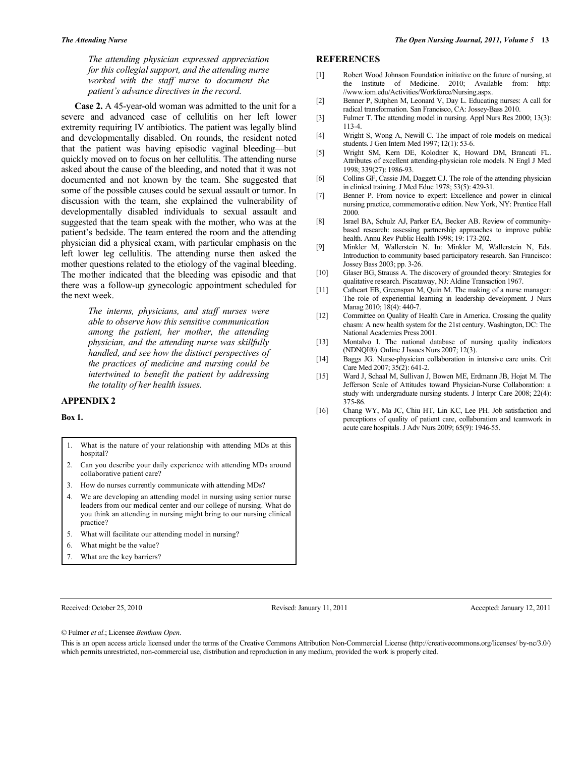*The attending physician expressed appreciation for this collegial support, and the attending nurse worked with the staff nurse to document the patient's advance directives in the record.*

**Case 2.** A 45-year-old woman was admitted to the unit for a severe and advanced case of cellulitis on her left lower extremity requiring IV antibiotics. The patient was legally blind and developmentally disabled. On rounds, the resident noted that the patient was having episodic vaginal bleeding—but quickly moved on to focus on her cellulitis. The attending nurse asked about the cause of the bleeding, and noted that it was not documented and not known by the team. She suggested that some of the possible causes could be sexual assault or tumor. In discussion with the team, she explained the vulnerability of developmentally disabled individuals to sexual assault and suggested that the team speak with the mother, who was at the patient's bedside. The team entered the room and the attending physician did a physical exam, with particular emphasis on the left lower leg cellulitis. The attending nurse then asked the mother questions related to the etiology of the vaginal bleeding. The mother indicated that the bleeding was episodic and that there was a follow-up gynecologic appointment scheduled for the next week.

*The interns, physicians, and staff nurses were able to observe how this sensitive communication among the patient, her mother, the attending physician, and the attending nurse was skillfully handled, and see how the distinct perspectives of the practices of medicine and nursing could be intertwined to benefit the patient by addressing the totality of her health issues.*

## APPENDIX 2

**Box 1.**

1. What is the nature of your relationship with attending MDs at this hospital?
2. Can you describe your daily experience with attending MDs around collaborative patient care?
3. How do nurses currently communicate with attending MDs?
4. We are developing an attending model in nursing using senior nurse leaders from our medical center and our college of nursing. What do you think an attending in nursing might bring to our nursing clinical practice?
5. What will facilitate our attending model in nursing?
6. What might be the value?
7. What are the key barriers?

## REFERENCES

[1] Robert Wood Johnson Foundation initiative on the future of nursing, at the Institute of Medicine. 2010; Available from: http: //www.iom.edu/Activities/Workforce/Nursing.aspx.

[2] Benner P, Sutphen M, Leonard V, Day L. Educating nurses: A call for radical transformation. San Francisco, CA: Jossey-Bass 2010.

[3] Fulmer T. The attending model in nursing. Appl Nurs Res 2000; 13(3): 113-4.

[4] Wright S, Wong A, Newill C. The impact of role models on medical students. J Gen Intern Med 1997; 12(1): 53-6.

[5] Wright SM, Kern DE, Kolodner K, Howard DM, Brancati FL. Attributes of excellent attending-physician role models. N Engl J Med 1998; 339(27): 1986-93.

[6] Collins GF, Cassie JM, Daggett CJ. The role of the attending physician in clinical training. J Med Educ 1978; 53(5): 429-31.

[7] Benner P. From novice to expert: Excellence and power in clinical nursing practice, commemorative edition. New York, NY: Prentice Hall 2000.

[8] Israel BA, Schulz AJ, Parker EA, Becker AB. Review of community-based research: assessing partnership approaches to improve public health. Annu Rev Public Health 1998; 19: 173-202.

[9] Minkler M, Wallerstein N. In: Minkler M, Wallerstein N, Eds. Introduction to community based participatory research. San Francisco: Jossey Bass 2003; pp. 3-26.

[10] Glaser BG, Strauss A. The discovery of grounded theory: Strategies for qualitative research. Piscataway, NJ: Aldine Transaction 1967.

[11] Cathcart EB, Greenspan M, Quin M. The making of a nurse manager: The role of experiential learning in leadership development. J Nurs Manag 2010; 18(4): 440-7.

[12] Committee on Quality of Health Care in America. Crossing the quality chasm: A new health system for the 21st century. Washington, DC: The National Academies Press 2001.

[13] Montalvo I. The national database of nursing quality indicators (NDNQI®). Online J Issues Nurs 2007; 12(3).

[14] Baggs JG. Nurse-physician collaboration in intensive care units. Crit Care Med 2007; 35(2): 641-2.

[15] Ward J, Schaal M, Sullivan J, Bowen ME, Erdmann JB, Hojat M. The Jefferson Scale of Attitudes toward Physician-Nurse Collaboration: a study with undergraduate nursing students. J Interpr Care 2008; 22(4): 375-86.

[16] Chang WY, Ma JC, Chiu HT, Lin KC, Lee PH. Job satisfaction and perceptions of quality of patient care, collaboration and teamwork in acute care hospitals. J Adv Nurs 2009; 65(9): 1946-55.

Received: October 25, 2010 Revised: January 11, 2011 Accepted: January 12, 2011

© Fulmer *et al.*; Licensee *Bentham Open*.

This is an open access article licensed under the terms of the Creative Commons Attribution Non-Commercial License (http://creativecommons.org/licenses/ by-nc/3.0/) which permits unrestricted, non-commercial use, distribution and reproduction in any medium, provided the work is properly cited.